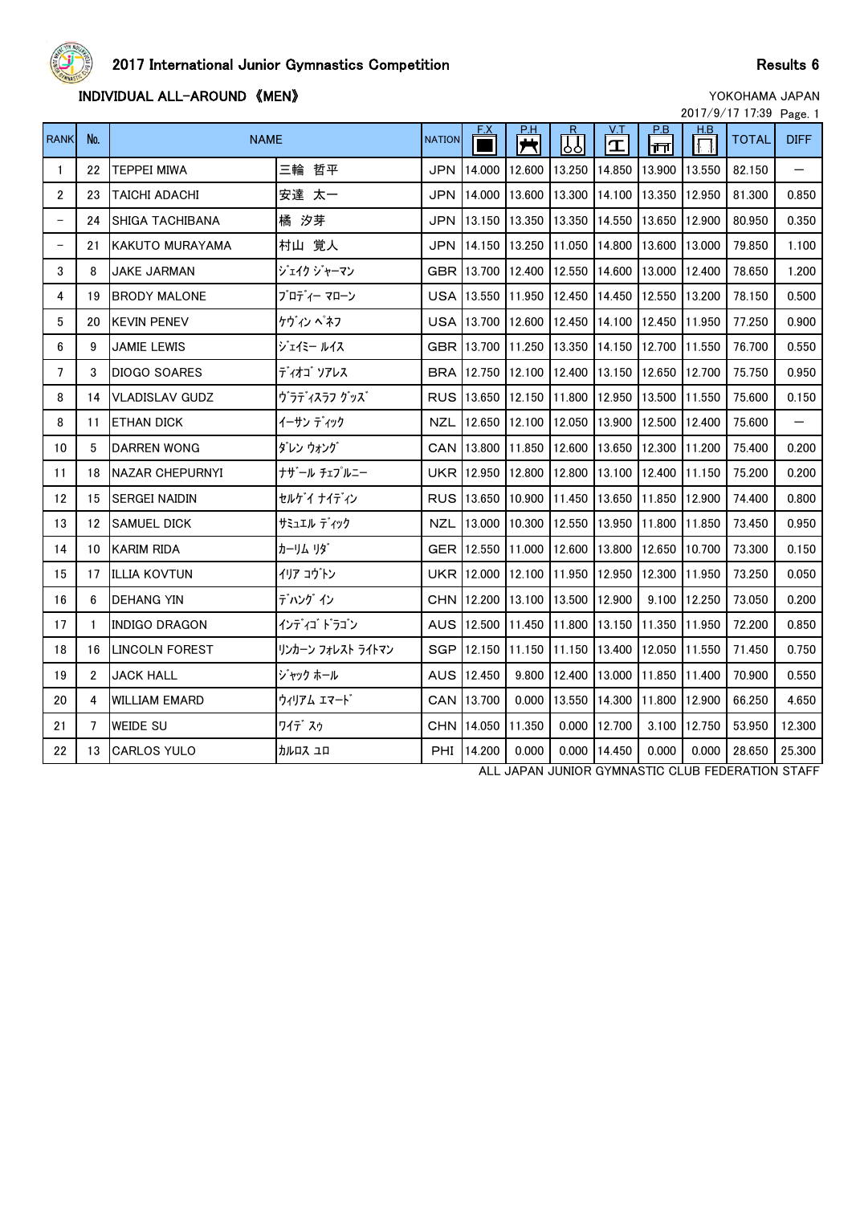# 2017 International Junior Gymnastics Competition

Results 6

## INDIVIDUAL ALL-AROUND 《MEN》

YOKOHAMA JAPAN

2017/9/17 17:39 Page. 1

| RANK | No. | NAME | | NATION | F.X | P.H | R | V.T | P.B | H.B | TOTAL | DIFF |
|---|---|---|---|---|---|---|---|---|---|---|---|---|
| 1 | 22 | TEPPEI MIWA | 三輪 哲平 | JPN | 14.000 | 12.600 | 13.250 | 14.850 | 13.900 | 13.550 | 82.150 | ― |
| 2 | 23 | TAICHI ADACHI | 安達 太一 | JPN | 14.000 | 13.600 | 13.300 | 14.100 | 13.350 | 12.950 | 81.300 | 0.850 |
| ― | 24 | SHIGA TACHIBANA | 橘 汐芽 | JPN | 13.150 | 13.350 | 13.350 | 14.550 | 13.650 | 12.900 | 80.950 | 0.350 |
| ― | 21 | KAKUTO MURAYAMA | 村山 覚人 | JPN | 14.150 | 13.250 | 11.050 | 14.800 | 13.600 | 13.000 | 79.850 | 1.100 |
| 3 | 8 | JAKE JARMAN | ｼﾞｪｲｸ ｼﾞｬｰﾏﾝ | GBR | 13.700 | 12.400 | 12.550 | 14.600 | 13.000 | 12.400 | 78.650 | 1.200 |
| 4 | 19 | BRODY MALONE | ﾌﾞﾛﾃﾞｨｰ ﾏﾛｰﾝ | USA | 13.550 | 11.950 | 12.450 | 14.450 | 12.550 | 13.200 | 78.150 | 0.500 |
| 5 | 20 | KEVIN PENEV | ｹｳﾞｨﾝ ﾍﾟﾈﾌ | USA | 13.700 | 12.600 | 12.450 | 14.100 | 12.450 | 11.950 | 77.250 | 0.900 |
| 6 | 9 | JAMIE LEWIS | ｼﾞｪｲﾐｰ ﾙｲｽ | GBR | 13.700 | 11.250 | 13.350 | 14.150 | 12.700 | 11.550 | 76.700 | 0.550 |
| 7 | 3 | DIOGO SOARES | ﾃﾞｨｵｺﾞ ｿｱﾚｽ | BRA | 12.750 | 12.100 | 12.400 | 13.150 | 12.650 | 12.700 | 75.750 | 0.950 |
| 8 | 14 | VLADISLAV GUDZ | ｳﾞﾗﾃﾞｨｽﾗﾌ ｸﾞｯｽﾞ | RUS | 13.650 | 12.150 | 11.800 | 12.950 | 13.500 | 11.550 | 75.600 | 0.150 |
| 8 | 11 | ETHAN DICK | ｲｰｻﾝ ﾃﾞｨｯｸ | NZL | 12.650 | 12.100 | 12.050 | 13.900 | 12.500 | 12.400 | 75.600 | ― |
| 10 | 5 | DARREN WONG | ﾀﾞﾚﾝ ｳｫﾝｸﾞ | CAN | 13.800 | 11.850 | 12.600 | 13.650 | 12.300 | 11.200 | 75.400 | 0.200 |
| 11 | 18 | NAZAR CHEPURNYI | ﾅｻﾞｰﾙ ﾁｪﾌﾟﾙﾆｰ | UKR | 12.950 | 12.800 | 12.800 | 13.100 | 12.400 | 11.150 | 75.200 | 0.200 |
| 12 | 15 | SERGEI NAIDIN | ｾﾙｹﾞｲ ﾅｲﾃﾞｨﾝ | RUS | 13.650 | 10.900 | 11.450 | 13.650 | 11.850 | 12.900 | 74.400 | 0.800 |
| 13 | 12 | SAMUEL DICK | ｻﾐｭｴﾙ ﾃﾞｨｯｸ | NZL | 13.000 | 10.300 | 12.550 | 13.950 | 11.800 | 11.850 | 73.450 | 0.950 |
| 14 | 10 | KARIM RIDA | ｶｰﾘﾑ ﾘﾀﾞ | GER | 12.550 | 11.000 | 12.600 | 13.800 | 12.650 | 10.700 | 73.300 | 0.150 |
| 15 | 17 | ILLIA KOVTUN | ｲﾘｱ ｺｳﾞﾄﾝ | UKR | 12.000 | 12.100 | 11.950 | 12.950 | 12.300 | 11.950 | 73.250 | 0.050 |
| 16 | 6 | DEHANG YIN | ﾃﾞﾊﾝｸﾞ ｲﾝ | CHN | 12.200 | 13.100 | 13.500 | 12.900 | 9.100 | 12.250 | 73.050 | 0.200 |
| 17 | 1 | INDIGO DRAGON | ｲﾝﾃﾞｨｺﾞ ﾄﾞﾗｺﾞﾝ | AUS | 12.500 | 11.450 | 11.800 | 13.150 | 11.350 | 11.950 | 72.200 | 0.850 |
| 18 | 16 | LINCOLN FOREST | ﾘﾝｶｰﾝ ﾌｫﾚｽﾄ ﾗｲﾄﾏﾝ | SGP | 12.150 | 11.150 | 11.150 | 13.400 | 12.050 | 11.550 | 71.450 | 0.750 |
| 19 | 2 | JACK HALL | ｼﾞｬｯｸ ﾎｰﾙ | AUS | 12.450 | 9.800 | 12.400 | 13.000 | 11.850 | 11.400 | 70.900 | 0.550 |
| 20 | 4 | WILLIAM EMARD | ｳｨﾘｱﾑ ｴﾏｰﾄﾞ | CAN | 13.700 | 0.000 | 13.550 | 14.300 | 11.800 | 12.900 | 66.250 | 4.650 |
| 21 | 7 | WEIDE SU | ﾜｲﾃﾞ ｽｩ | CHN | 14.050 | 11.350 | 0.000 | 12.700 | 3.100 | 12.750 | 53.950 | 12.300 |
| 22 | 13 | CARLOS YULO | ｶﾙﾛｽ ﾕﾛ | PHI | 14.200 | 0.000 | 0.000 | 14.450 | 0.000 | 0.000 | 28.650 | 25.300 |

ALL JAPAN JUNIOR GYMNASTIC CLUB FEDERATION STAFF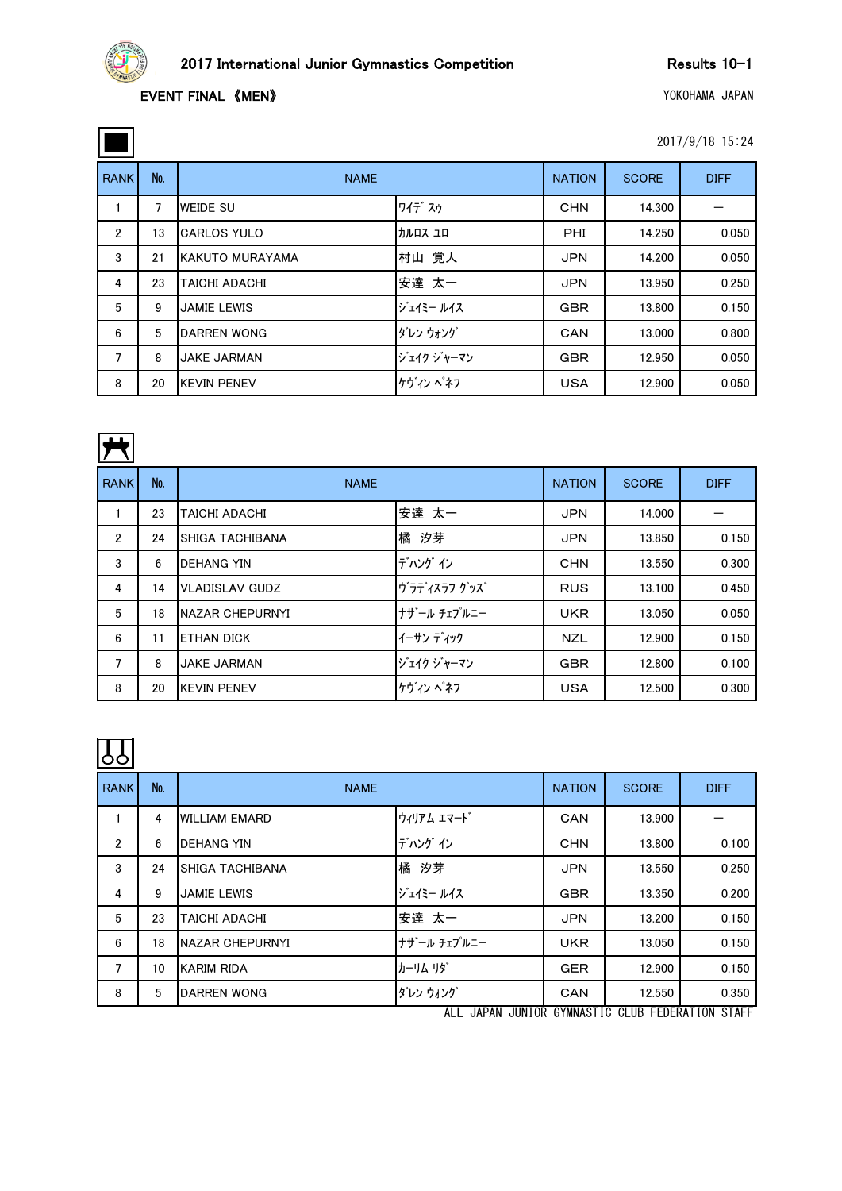# 2017 International Junior Gymnastics Competition

Results 10-1

EVENT FINAL 《MEN》

YOKOHAMA JAPAN

2017/9/18 15:24

| RANK | No. | NAME | | NATION | SCORE | DIFF |
|---|---|---|---|---|---|---|
| 1 | 7 | WEIDE SU | ﾜｲﾃﾞ ｽｩ | CHN | 14.300 | ― |
| 2 | 13 | CARLOS YULO | ｶﾙﾛｽ ﾕﾛ | PHI | 14.250 | 0.050 |
| 3 | 21 | KAKUTO MURAYAMA | 村山　覚人 | JPN | 14.200 | 0.050 |
| 4 | 23 | TAICHI ADACHI | 安達　太一 | JPN | 13.950 | 0.250 |
| 5 | 9 | JAMIE LEWIS | ｼﾞｪｲﾐｰ ﾙｲｽ | GBR | 13.800 | 0.150 |
| 6 | 5 | DARREN WONG | ﾀﾞﾚﾝ ｳｫﾝｸﾞ | CAN | 13.000 | 0.800 |
| 7 | 8 | JAKE JARMAN | ｼﾞｪｲｸ ｼﾞｬｰﾏﾝ | GBR | 12.950 | 0.050 |
| 8 | 20 | KEVIN PENEV | ｹｳﾞｨﾝ ﾍﾟﾈﾌ | USA | 12.900 | 0.050 |

| RANK | No. | NAME | | NATION | SCORE | DIFF |
|---|---|---|---|---|---|---|
| 1 | 23 | TAICHI ADACHI | 安達　太一 | JPN | 14.000 | ― |
| 2 | 24 | SHIGA TACHIBANA | 橘　汐芽 | JPN | 13.850 | 0.150 |
| 3 | 6 | DEHANG YIN | ﾃﾞﾊﾝｸﾞ ｲﾝ | CHN | 13.550 | 0.300 |
| 4 | 14 | VLADISLAV GUDZ | ｳﾞﾗﾃﾞｨｽﾗﾌ ｸﾞｯｽﾞ | RUS | 13.100 | 0.450 |
| 5 | 18 | NAZAR CHEPURNYI | ﾅｻﾞｰﾙ ﾁｪﾌﾟﾙﾆｰ | UKR | 13.050 | 0.050 |
| 6 | 11 | ETHAN DICK | ｲｰｻﾝ ﾃﾞｨｯｸ | NZL | 12.900 | 0.150 |
| 7 | 8 | JAKE JARMAN | ｼﾞｪｲｸ ｼﾞｬｰﾏﾝ | GBR | 12.800 | 0.100 |
| 8 | 20 | KEVIN PENEV | ｹｳﾞｨﾝ ﾍﾟﾈﾌ | USA | 12.500 | 0.300 |

| RANK | No. | NAME | | NATION | SCORE | DIFF |
|---|---|---|---|---|---|---|
| 1 | 4 | WILLIAM EMARD | ｳｨﾘｱﾑ ｴﾏｰﾄﾞ | CAN | 13.900 | ― |
| 2 | 6 | DEHANG YIN | ﾃﾞﾊﾝｸﾞ ｲﾝ | CHN | 13.800 | 0.100 |
| 3 | 24 | SHIGA TACHIBANA | 橘　汐芽 | JPN | 13.550 | 0.250 |
| 4 | 9 | JAMIE LEWIS | ｼﾞｪｲﾐｰ ﾙｲｽ | GBR | 13.350 | 0.200 |
| 5 | 23 | TAICHI ADACHI | 安達　太一 | JPN | 13.200 | 0.150 |
| 6 | 18 | NAZAR CHEPURNYI | ﾅｻﾞｰﾙ ﾁｪﾌﾟﾙﾆｰ | UKR | 13.050 | 0.150 |
| 7 | 10 | KARIM RIDA | ｶｰﾘﾑ ﾘﾀﾞ | GER | 12.900 | 0.150 |
| 8 | 5 | DARREN WONG | ﾀﾞﾚﾝ ｳｫﾝｸﾞ | CAN | 12.550 | 0.350 |

ALL JAPAN JUNIOR GYMNASTIC CLUB FEDERATION STAFF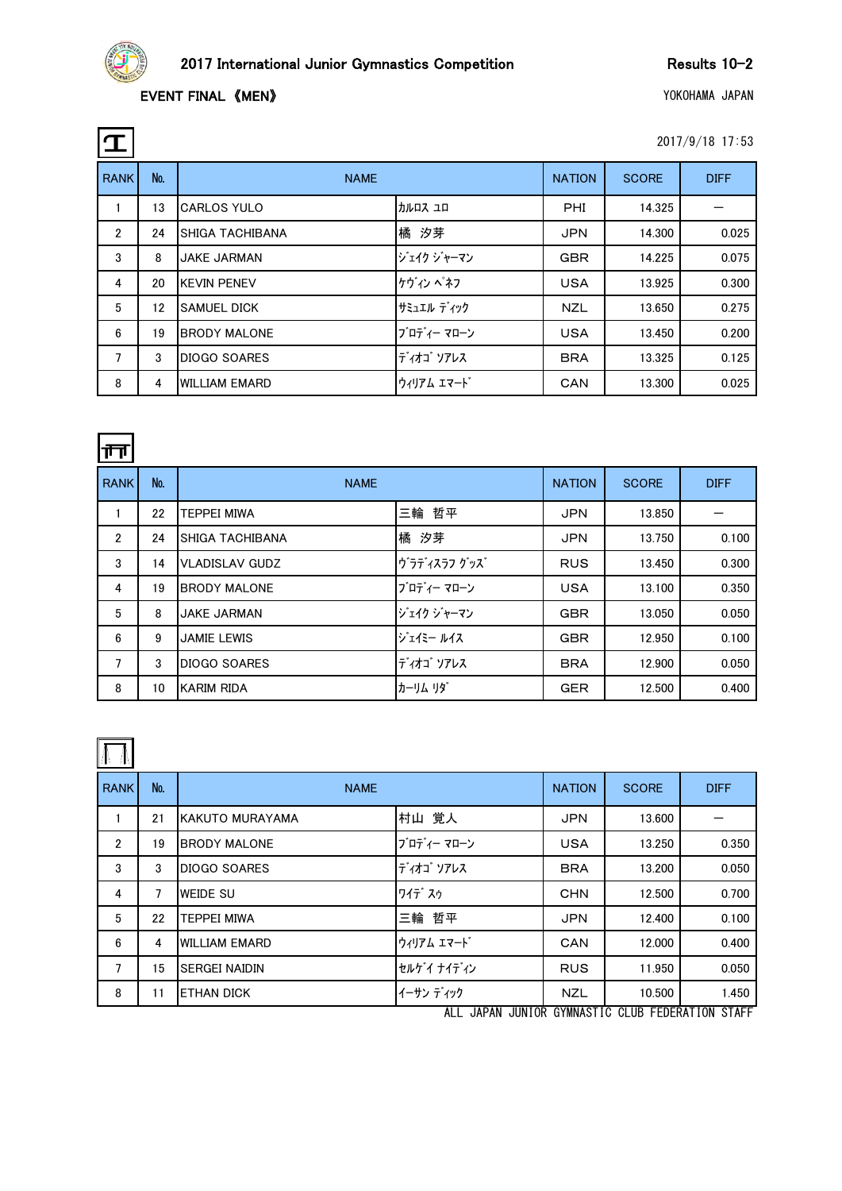2017 International Junior Gymnastics Competition

Results 10-2

EVENT FINAL 《MEN》

YOKOHAMA JAPAN

2017/9/18 17:53

| RANK | No. | NAME | | NATION | SCORE | DIFF |
|---|---|---|---|---|---|---|
| 1 | 13 | CARLOS YULO | ｶﾙﾛｽ ﾕﾛ | PHI | 14.325 | ― |
| 2 | 24 | SHIGA TACHIBANA | 橘　汐芽 | JPN | 14.300 | 0.025 |
| 3 | 8 | JAKE JARMAN | ｼﾞｪｲｸ ｼﾞｬｰﾏﾝ | GBR | 14.225 | 0.075 |
| 4 | 20 | KEVIN PENEV | ｹｳﾞｨﾝ ﾍﾟﾈﾌ | USA | 13.925 | 0.300 |
| 5 | 12 | SAMUEL DICK | ｻﾐｭｴﾙ ﾃﾞｨｯｸ | NZL | 13.650 | 0.275 |
| 6 | 19 | BRODY MALONE | ﾌﾞﾛﾃﾞｨｰ ﾏﾛｰﾝ | USA | 13.450 | 0.200 |
| 7 | 3 | DIOGO SOARES | ﾃﾞｨｵｺﾞ ｿｱﾚｽ | BRA | 13.325 | 0.125 |
| 8 | 4 | WILLIAM EMARD | ｳｨﾘｱﾑ ｴﾏｰﾄﾞ | CAN | 13.300 | 0.025 |

| RANK | No. | NAME | | NATION | SCORE | DIFF |
|---|---|---|---|---|---|---|
| 1 | 22 | TEPPEI MIWA | 三輪　哲平 | JPN | 13.850 | ― |
| 2 | 24 | SHIGA TACHIBANA | 橘　汐芽 | JPN | 13.750 | 0.100 |
| 3 | 14 | VLADISLAV GUDZ | ｳﾞﾗﾃﾞｨｽﾗﾌ ｸﾞｯｽﾞ | RUS | 13.450 | 0.300 |
| 4 | 19 | BRODY MALONE | ﾌﾞﾛﾃﾞｨｰ ﾏﾛｰﾝ | USA | 13.100 | 0.350 |
| 5 | 8 | JAKE JARMAN | ｼﾞｪｲｸ ｼﾞｬｰﾏﾝ | GBR | 13.050 | 0.050 |
| 6 | 9 | JAMIE LEWIS | ｼﾞｪｲﾐｰ ﾙｲｽ | GBR | 12.950 | 0.100 |
| 7 | 3 | DIOGO SOARES | ﾃﾞｨｵｺﾞ ｿｱﾚｽ | BRA | 12.900 | 0.050 |
| 8 | 10 | KARIM RIDA | ｶｰﾘﾑ ﾘﾀﾞ | GER | 12.500 | 0.400 |

| RANK | No. | NAME | | NATION | SCORE | DIFF |
|---|---|---|---|---|---|---|
| 1 | 21 | KAKUTO MURAYAMA | 村山　覚人 | JPN | 13.600 | ― |
| 2 | 19 | BRODY MALONE | ﾌﾞﾛﾃﾞｨｰ ﾏﾛｰﾝ | USA | 13.250 | 0.350 |
| 3 | 3 | DIOGO SOARES | ﾃﾞｨｵｺﾞ ｿｱﾚｽ | BRA | 13.200 | 0.050 |
| 4 | 7 | WEIDE SU | ﾜｲﾃﾞ ｽｩ | CHN | 12.500 | 0.700 |
| 5 | 22 | TEPPEI MIWA | 三輪　哲平 | JPN | 12.400 | 0.100 |
| 6 | 4 | WILLIAM EMARD | ｳｨﾘｱﾑ ｴﾏｰﾄﾞ | CAN | 12.000 | 0.400 |
| 7 | 15 | SERGEI NAIDIN | ｾﾙｹﾞｲ ﾅｲﾃﾞｨﾝ | RUS | 11.950 | 0.050 |
| 8 | 11 | ETHAN DICK | ｲｰｻﾝ ﾃﾞｨｯｸ | NZL | 10.500 | 1.450 |

ALL JAPAN JUNIOR GYMNASTIC CLUB FEDERATION STAFF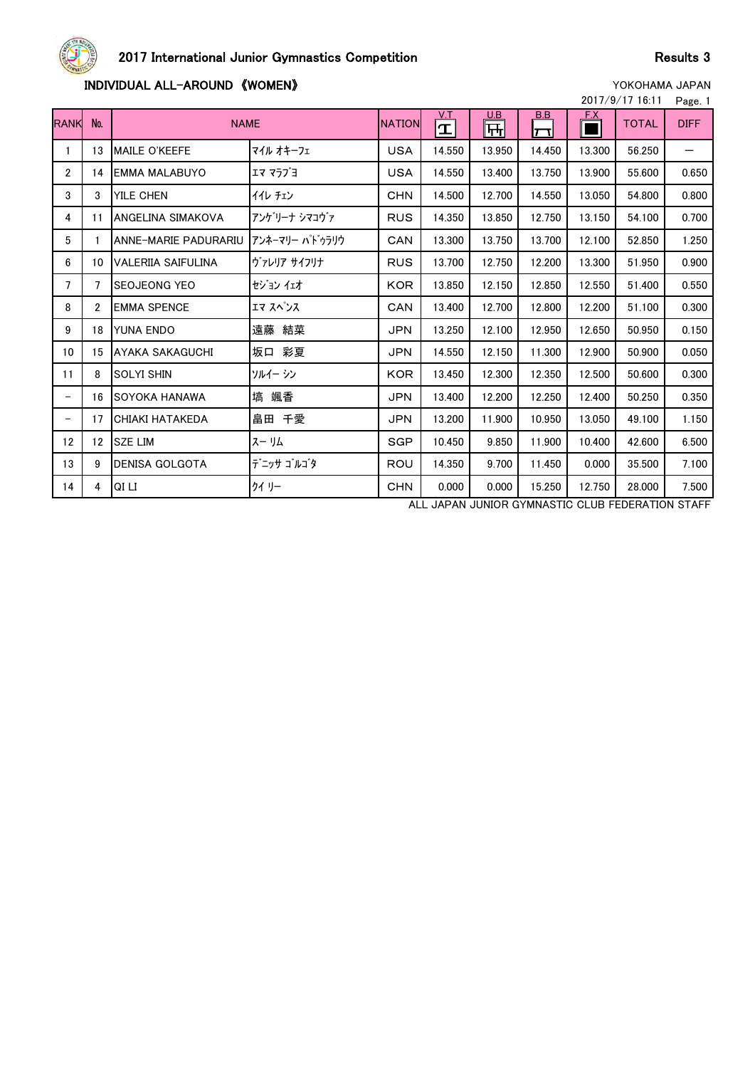# 2017 International Junior Gymnastics Competition

Results 3

## INDIVIDUAL ALL-AROUND 《WOMEN》

YOKOHAMA JAPAN

2017/9/17 16:11

| RANK | No. | NAME | | NATION | V.T | U.B | B.B | F.X | TOTAL | DIFF |
|---|---|---|---|---|---|---|---|---|---|---|
| 1 | 13 | MAILE O'KEEFE | ﾏｲﾙ ｵｷｰﾌｪ | USA | 14.550 | 13.950 | 14.450 | 13.300 | 56.250 | ― |
| 2 | 14 | EMMA MALABUYO | ｴﾏ ﾏﾗﾌﾞﾖ | USA | 14.550 | 13.400 | 13.750 | 13.900 | 55.600 | 0.650 |
| 3 | 3 | YILE CHEN | ｲｲﾚ ﾁｪﾝ | CHN | 14.500 | 12.700 | 14.550 | 13.050 | 54.800 | 0.800 |
| 4 | 11 | ANGELINA SIMAKOVA | ｱﾝｹﾞﾘｰﾅ ｼﾏｺｳﾞｧ | RUS | 14.350 | 13.850 | 12.750 | 13.150 | 54.100 | 0.700 |
| 5 | 1 | ANNE-MARIE PADURARIU | ｱﾝﾈｰﾏﾘｰ ﾊﾟﾄﾞｩﾗﾘｳ | CAN | 13.300 | 13.750 | 13.700 | 12.100 | 52.850 | 1.250 |
| 6 | 10 | VALERIIA SAIFULINA | ｳﾞｧﾚﾘｱ ｻｲﾌﾘﾅ | RUS | 13.700 | 12.750 | 12.200 | 13.300 | 51.950 | 0.900 |
| 7 | 7 | SEOJEONG YEO | ｾｼﾞｮﾝ ｲｪｵ | KOR | 13.850 | 12.150 | 12.850 | 12.550 | 51.400 | 0.550 |
| 8 | 2 | EMMA SPENCE | ｴﾏ ｽﾍﾟﾝｽ | CAN | 13.400 | 12.700 | 12.800 | 12.200 | 51.100 | 0.300 |
| 9 | 18 | YUNA ENDO | 遠藤　結菜 | JPN | 13.250 | 12.100 | 12.950 | 12.650 | 50.950 | 0.150 |
| 10 | 15 | AYAKA SAKAGUCHI | 坂口　彩夏 | JPN | 14.550 | 12.150 | 11.300 | 12.900 | 50.900 | 0.050 |
| 11 | 8 | SOLYI SHIN | ｿﾙｲｰ ｼﾝ | KOR | 13.450 | 12.300 | 12.350 | 12.500 | 50.600 | 0.300 |
| − | 16 | SOYOKA HANAWA | 塙　颯香 | JPN | 13.400 | 12.200 | 12.250 | 12.400 | 50.250 | 0.350 |
| − | 17 | CHIAKI HATAKEDA | 畠田　千愛 | JPN | 13.200 | 11.900 | 10.950 | 13.050 | 49.100 | 1.150 |
| 12 | 12 | SZE LIM | ｽｰ ﾘﾑ | SGP | 10.450 | 9.850 | 11.900 | 10.400 | 42.600 | 6.500 |
| 13 | 9 | DENISA GOLGOTA | ﾃﾞﾆｯｻ ｺﾞﾙｺﾞﾀ | ROU | 14.350 | 9.700 | 11.450 | 0.000 | 35.500 | 7.100 |
| 14 | 4 | QI LI | ｸｲ ﾘｰ | CHN | 0.000 | 0.000 | 15.250 | 12.750 | 28.000 | 7.500 |

ALL JAPAN JUNIOR GYMNASTIC CLUB FEDERATION STAFF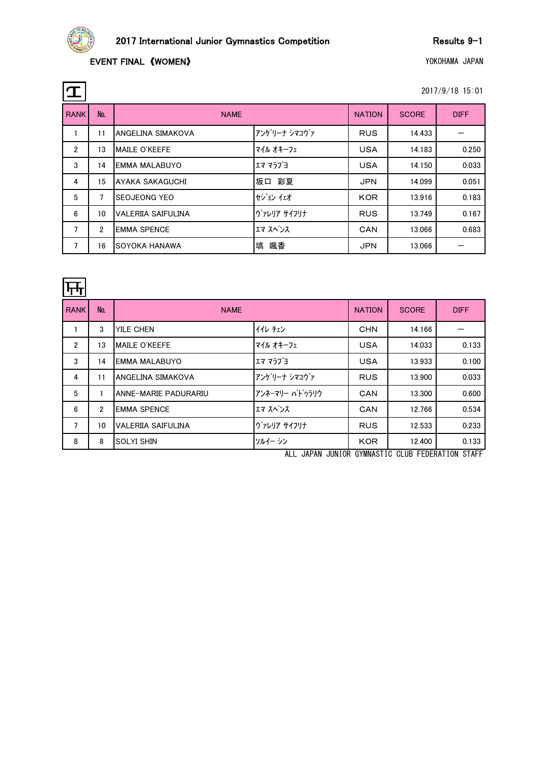# 2017 International Junior Gymnastics Competition

Results 9-1

## EVENT FINAL 《WOMEN》

YOKOHAMA JAPAN

### エ

2017/9/18 15:01

| RANK | No. | NAME | | NATION | SCORE | DIFF |
|---|---|---|---|---|---|---|
| 1 | 11 | ANGELINA SIMAKOVA | アンゲリーナ シマコヴァ | RUS | 14.433 | ― |
| 2 | 13 | MAILE O'KEEFE | マイル オキーフェ | USA | 14.183 | 0.250 |
| 3 | 14 | EMMA MALABUYO | エマ マラブヨ | USA | 14.150 | 0.033 |
| 4 | 15 | AYAKA SAKAGUCHI | 坂口　彩夏 | JPN | 14.099 | 0.051 |
| 5 | 7 | SEOJEONG YEO | セジョン イェオ | KOR | 13.916 | 0.183 |
| 6 | 10 | VALERIIA SAIFULINA | ヴァレリア サイフリナ | RUS | 13.749 | 0.167 |
| 7 | 2 | EMMA SPENCE | エマ スペンス | CAN | 13.066 | 0.683 |
| 7 | 16 | SOYOKA HANAWA | 塙　颯香 | JPN | 13.066 | ― |

### 段違い平行棒

| RANK | No. | NAME | | NATION | SCORE | DIFF |
|---|---|---|---|---|---|---|
| 1 | 3 | YILE CHEN | イイレ チェン | CHN | 14.166 | ― |
| 2 | 13 | MAILE O'KEEFE | マイル オキーフェ | USA | 14.033 | 0.133 |
| 3 | 14 | EMMA MALABUYO | エマ マラブヨ | USA | 13.933 | 0.100 |
| 4 | 11 | ANGELINA SIMAKOVA | アンゲリーナ シマコヴァ | RUS | 13.900 | 0.033 |
| 5 | 1 | ANNE-MARIE PADURARIU | アンネーマリー パドゥラリウ | CAN | 13.300 | 0.600 |
| 6 | 2 | EMMA SPENCE | エマ スペンス | CAN | 12.766 | 0.534 |
| 7 | 10 | VALERIIA SAIFULINA | ヴァレリア サイフリナ | RUS | 12.533 | 0.233 |
| 8 | 8 | SOLYI SHIN | ソルイー シン | KOR | 12.400 | 0.133 |

ALL JAPAN JUNIOR GYMNASTIC CLUB FEDERATION STAFF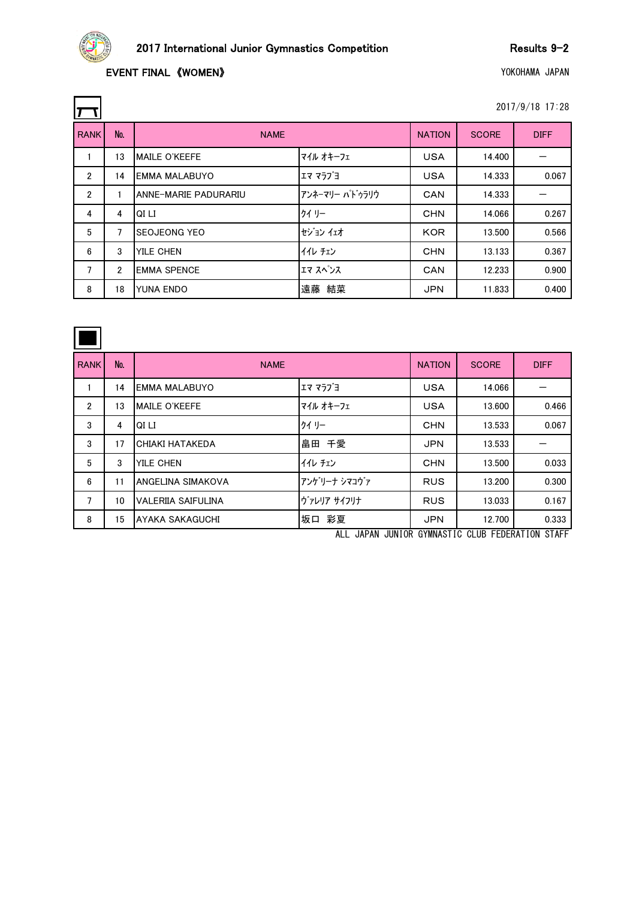# 2017 International Junior Gymnastics Competition

Results 9-2

## EVENT FINAL 《WOMEN》

YOKOHAMA JAPAN

2017/9/18 17:28

| RANK | No. | NAME | | NATION | SCORE | DIFF |
|---|---|---|---|---|---|---|
| 1 | 13 | MAILE O'KEEFE | ﾏｲﾙ ｵｷｰﾌｪ | USA | 14.400 | ー |
| 2 | 14 | EMMA MALABUYO | ｴﾏ ﾏﾗﾌﾞﾖ | USA | 14.333 | 0.067 |
| 2 | 1 | ANNE-MARIE PADURARIU | ｱﾝﾈｰﾏﾘｰ ﾊﾟﾄﾞｩﾗﾘｳ | CAN | 14.333 | ー |
| 4 | 4 | QI LI | ｸｲ ﾘｰ | CHN | 14.066 | 0.267 |
| 5 | 7 | SEOJEONG YEO | ｾｼﾞｮﾝ ｲｪｵ | KOR | 13.500 | 0.566 |
| 6 | 3 | YILE CHEN | ｲｲﾚ ﾁｪﾝ | CHN | 13.133 | 0.367 |
| 7 | 2 | EMMA SPENCE | ｴﾏ ｽﾍﾟﾝｽ | CAN | 12.233 | 0.900 |
| 8 | 18 | YUNA ENDO | 遠藤　結菜 | JPN | 11.833 | 0.400 |

| RANK | No. | NAME | | NATION | SCORE | DIFF |
|---|---|---|---|---|---|---|
| 1 | 14 | EMMA MALABUYO | ｴﾏ ﾏﾗﾌﾞﾖ | USA | 14.066 | ー |
| 2 | 13 | MAILE O'KEEFE | ﾏｲﾙ ｵｷｰﾌｪ | USA | 13.600 | 0.466 |
| 3 | 4 | QI LI | ｸｲ ﾘｰ | CHN | 13.533 | 0.067 |
| 3 | 17 | CHIAKI HATAKEDA | 畠田　千愛 | JPN | 13.533 | ー |
| 5 | 3 | YILE CHEN | ｲｲﾚ ﾁｪﾝ | CHN | 13.500 | 0.033 |
| 6 | 11 | ANGELINA SIMAKOVA | ｱﾝｹﾞﾘｰﾅ ｼﾏｺｳﾞｧ | RUS | 13.200 | 0.300 |
| 7 | 10 | VALERIIA SAIFULINA | ｳﾞｧﾚﾘｱ ｻｲﾌﾘﾅ | RUS | 13.033 | 0.167 |
| 8 | 15 | AYAKA SAKAGUCHI | 坂口　彩夏 | JPN | 12.700 | 0.333 |

ALL JAPAN JUNIOR GYMNASTIC CLUB FEDERATION STAFF